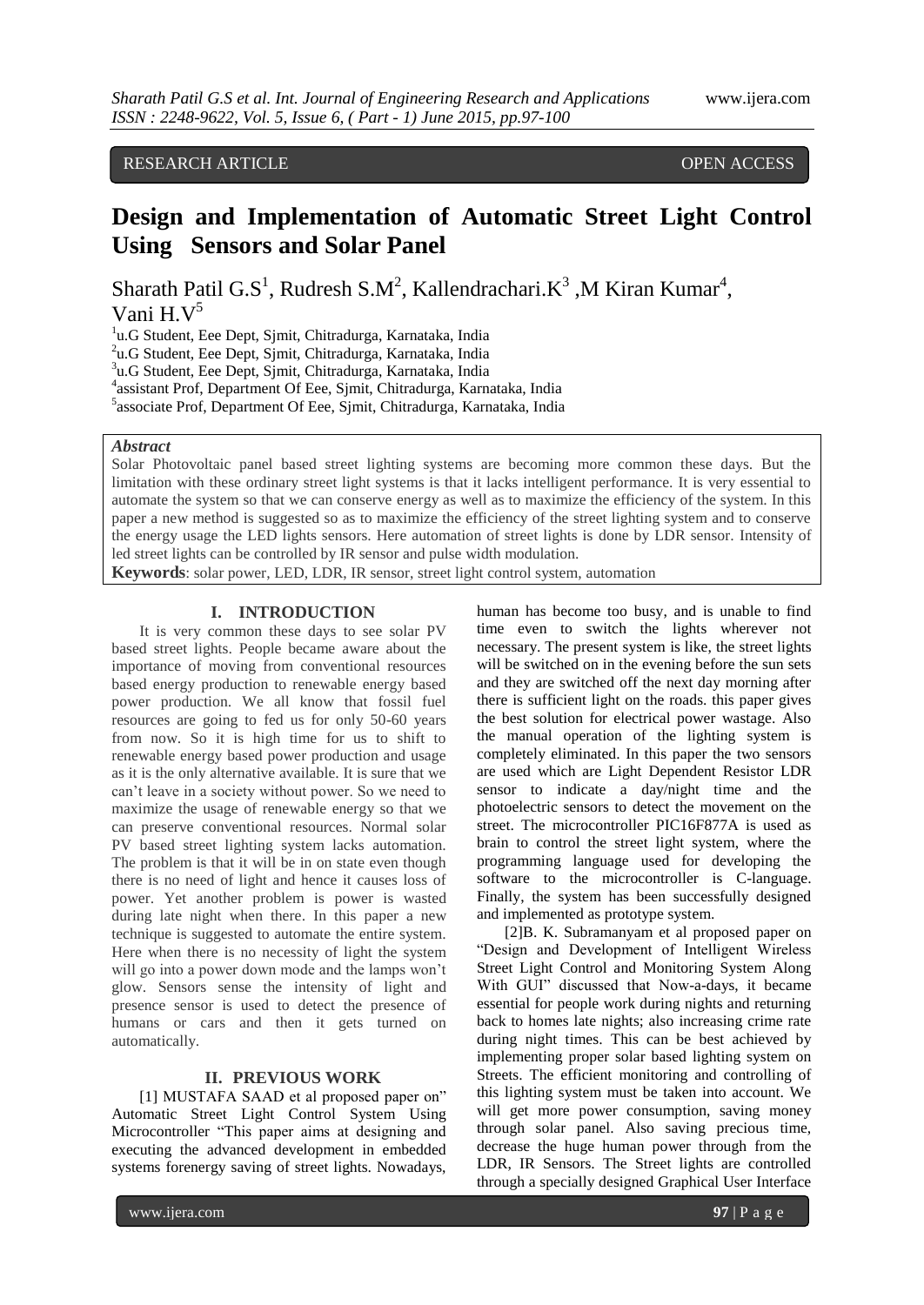RESEARCH ARTICLE OPEN ACCESS

# Design and Implementation of Automatic Street Light Control Using Sensors and Solar Panel

Sharath Patil G.S[1], Rudresh S.M[2], Kallendrachari.K[3] ,M Kiran Kumar[4], Vani H.V[5]

[1]u.G Student, Eee Dept, Sjmit, Chitradurga, Karnataka, India
[2]u.G Student, Eee Dept, Sjmit, Chitradurga, Karnataka, India
[3]u.G Student, Eee Dept, Sjmit, Chitradurga, Karnataka, India
[4]assistant Prof, Department Of Eee, Sjmit, Chitradurga, Karnataka, India
[5]associate Prof, Department Of Eee, Sjmit, Chitradurga, Karnataka, India

***Abstract***

Solar Photovoltaic panel based street lighting systems are becoming more common these days. But the limitation with these ordinary street light systems is that it lacks intelligent performance. It is very essential to automate the system so that we can conserve energy as well as to maximize the efficiency of the system. In this paper a new method is suggested so as to maximize the efficiency of the street lighting system and to conserve the energy usage the LED lights sensors. Here automation of street lights is done by LDR sensor. Intensity of led street lights can be controlled by IR sensor and pulse width modulation.

**Keywords**: solar power, LED, LDR, IR sensor, street light control system, automation

## I. INTRODUCTION

It is very common these days to see solar PV based street lights. People became aware about the importance of moving from conventional resources based energy production to renewable energy based power production. We all know that fossil fuel resources are going to fed us for only 50-60 years from now. So it is high time for us to shift to renewable energy based power production and usage as it is the only alternative available. It is sure that we can't leave in a society without power. So we need to maximize the usage of renewable energy so that we can preserve conventional resources. Normal solar PV based street lighting system lacks automation. The problem is that it will be in on state even though there is no need of light and hence it causes loss of power. Yet another problem is power is wasted during late night when there. In this paper a new technique is suggested to automate the entire system. Here when there is no necessity of light the system will go into a power down mode and the lamps won't glow. Sensors sense the intensity of light and presence sensor is used to detect the presence of humans or cars and then it gets turned on automatically.

## II. PREVIOUS WORK

[1] MUSTAFA SAAD et al proposed paper on" Automatic Street Light Control System Using Microcontroller "This paper aims at designing and executing the advanced development in embedded systems forenergy saving of street lights. Nowadays, human has become too busy, and is unable to find time even to switch the lights wherever not necessary. The present system is like, the street lights will be switched on in the evening before the sun sets and they are switched off the next day morning after there is sufficient light on the roads. this paper gives the best solution for electrical power wastage. Also the manual operation of the lighting system is completely eliminated. In this paper the two sensors are used which are Light Dependent Resistor LDR sensor to indicate a day/night time and the photoelectric sensors to detect the movement on the street. The microcontroller PIC16F877A is used as brain to control the street light system, where the programming language used for developing the software to the microcontroller is C-language. Finally, the system has been successfully designed and implemented as prototype system.

[2]B. K. Subramanyam et al proposed paper on "Design and Development of Intelligent Wireless Street Light Control and Monitoring System Along With GUI" discussed that Now-a-days, it became essential for people work during nights and returning back to homes late nights; also increasing crime rate during night times. This can be best achieved by implementing proper solar based lighting system on Streets. The efficient monitoring and controlling of this lighting system must be taken into account. We will get more power consumption, saving money through solar panel. Also saving precious time, decrease the huge human power through from the LDR, IR Sensors. The Street lights are controlled through a specially designed Graphical User Interface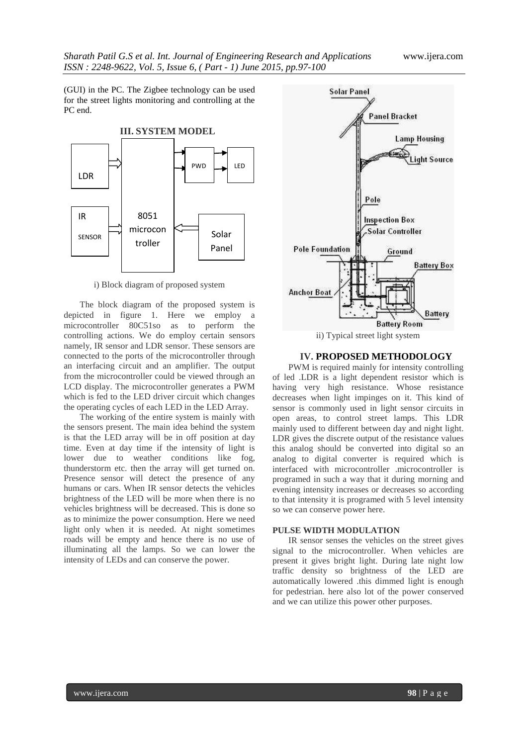(GUI) in the PC. The Zigbee technology can be used for the street lights monitoring and controlling at the PC end.

## III. SYSTEM MODEL

i) Block diagram of proposed system

The block diagram of the proposed system is depicted in figure 1. Here we employ a microcontroller 80C51so as to perform the controlling actions. We do employ certain sensors namely, IR sensor and LDR sensor. These sensors are connected to the ports of the microcontroller through an interfacing circuit and an amplifier. The output from the microcontroller could be viewed through an LCD display. The microcontroller generates a PWM which is fed to the LED driver circuit which changes the operating cycles of each LED in the LED Array.

The working of the entire system is mainly with the sensors present. The main idea behind the system is that the LED array will be in off position at day time. Even at day time if the intensity of light is lower due to weather conditions like fog, thunderstorm etc. then the array will get turned on. Presence sensor will detect the presence of any humans or cars. When IR sensor detects the vehicles brightness of the LED will be more when there is no vehicles brightness will be decreased. This is done so as to minimize the power consumption. Here we need light only when it is needed. At night sometimes roads will be empty and hence there is no use of illuminating all the lamps. So we can lower the intensity of LEDs and can conserve the power.

ii) Typical street light system

## IV. PROPOSED METHODOLOGY

PWM is required mainly for intensity controlling of led .LDR is a light dependent resistor which is having very high resistance. Whose resistance decreases when light impinges on it. This kind of sensor is commonly used in light sensor circuits in open areas, to control street lamps. This LDR mainly used to different between day and night light. LDR gives the discrete output of the resistance values this analog should be converted into digital so an analog to digital converter is required which is interfaced with microcontroller .microcontroller is programed in such a way that it during morning and evening intensity increases or decreases so according to that intensity it is programed with 5 level intensity so we can conserve power here.

### PULSE WIDTH MODULATION

IR sensor senses the vehicles on the street gives signal to the microcontroller. When vehicles are present it gives bright light. During late night low traffic density so brightness of the LED are automatically lowered .this dimmed light is enough for pedestrian. here also lot of the power conserved and we can utilize this power other purposes.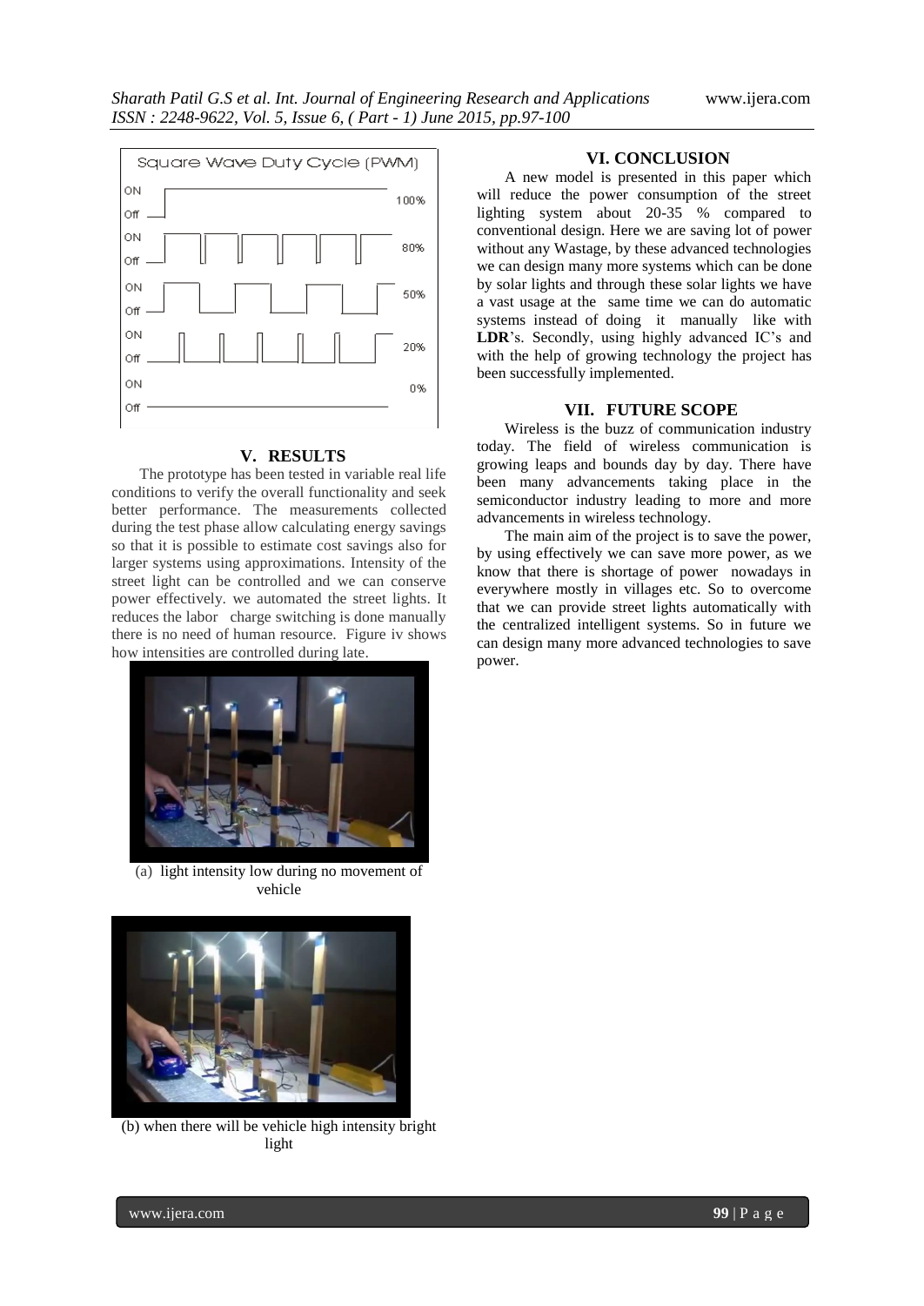## V. RESULTS

The prototype has been tested in variable real life conditions to verify the overall functionality and seek better performance. The measurements collected during the test phase allow calculating energy savings so that it is possible to estimate cost savings also for larger systems using approximations. Intensity of the street light can be controlled and we can conserve power effectively. we automated the street lights. It reduces the labor charge switching is done manually there is no need of human resource. Figure iv shows how intensities are controlled during late.

(a) light intensity low during no movement of vehicle

(b) when there will be vehicle high intensity bright light

## VI. CONCLUSION

A new model is presented in this paper which will reduce the power consumption of the street lighting system about 20-35 % compared to conventional design. Here we are saving lot of power without any Wastage, by these advanced technologies we can design many more systems which can be done by solar lights and through these solar lights we have a vast usage at the same time we can do automatic systems instead of doing it manually like with **LDR**'s. Secondly, using highly advanced IC's and with the help of growing technology the project has been successfully implemented.

## VII. FUTURE SCOPE

Wireless is the buzz of communication industry today. The field of wireless communication is growing leaps and bounds day by day. There have been many advancements taking place in the semiconductor industry leading to more and more advancements in wireless technology.

The main aim of the project is to save the power, by using effectively we can save more power, as we know that there is shortage of power nowadays in everywhere mostly in villages etc. So to overcome that we can provide street lights automatically with the centralized intelligent systems. So in future we can design many more advanced technologies to save power.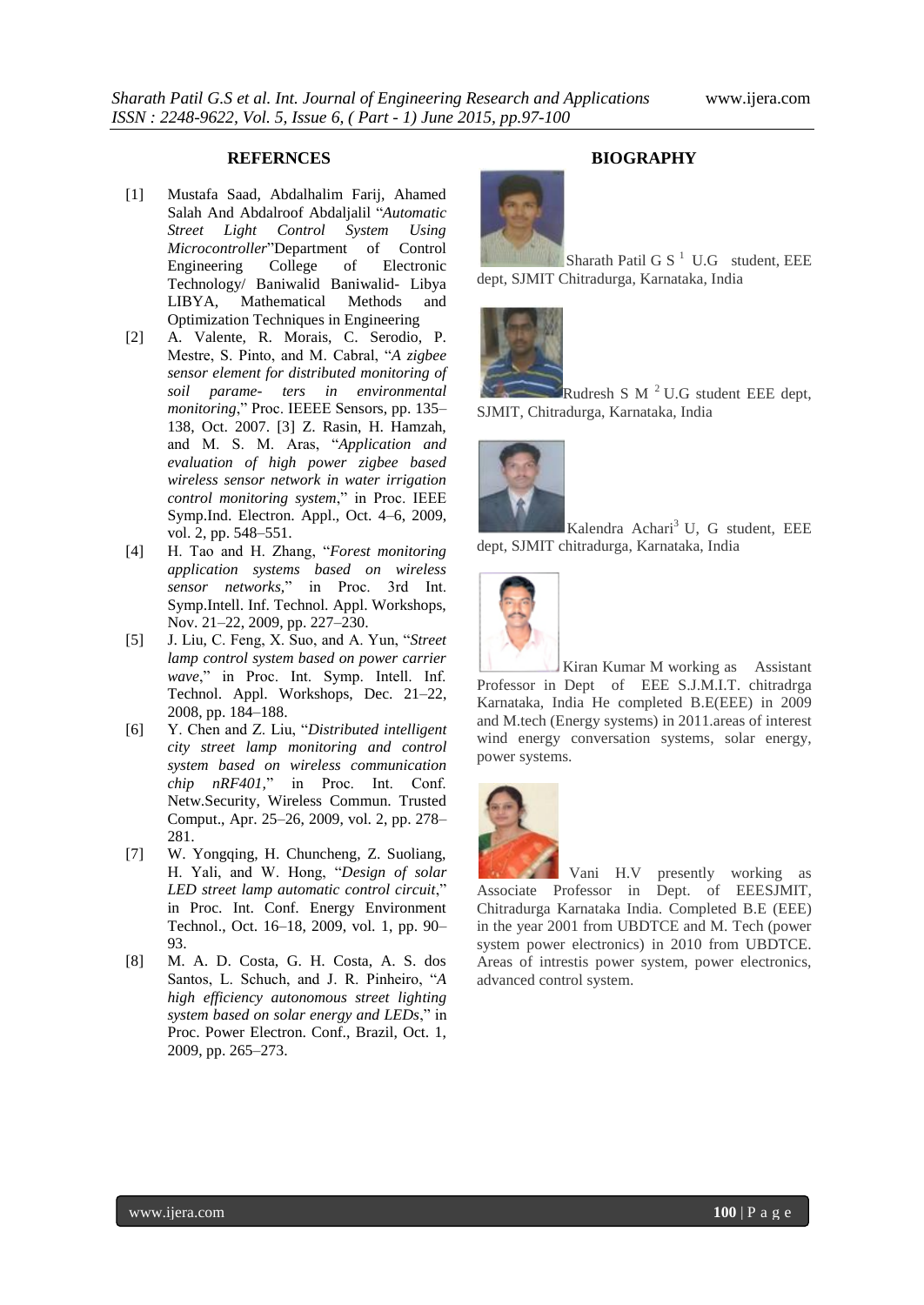## REFERNCES

[1] Mustafa Saad, Abdalhalim Farij, Ahamed Salah And Abdalroof Abdaljalil "*Automatic Street Light Control System Using Microcontroller*"Department of Control Engineering College of Electronic Technology/ Baniwalid Baniwalid- Libya LIBYA, Mathematical Methods and Optimization Techniques in Engineering

[2] A. Valente, R. Morais, C. Serodio, P. Mestre, S. Pinto, and M. Cabral, "*A zigbee sensor element for distributed monitoring of soil parame- ters in environmental monitoring*," Proc. IEEEE Sensors, pp. 135–138, Oct. 2007. [3] Z. Rasin, H. Hamzah, and M. S. M. Aras, "*Application and evaluation of high power zigbee based wireless sensor network in water irrigation control monitoring system*," in Proc. IEEE Symp.Ind. Electron. Appl., Oct. 4–6, 2009, vol. 2, pp. 548–551.

[4] H. Tao and H. Zhang, "*Forest monitoring application systems based on wireless sensor networks*," in Proc. 3rd Int. Symp.Intell. Inf. Technol. Appl. Workshops, Nov. 21–22, 2009, pp. 227–230.

[5] J. Liu, C. Feng, X. Suo, and A. Yun, "*Street lamp control system based on power carrier wave*," in Proc. Int. Symp. Intell. Inf. Technol. Appl. Workshops, Dec. 21–22, 2008, pp. 184–188.

[6] Y. Chen and Z. Liu, "*Distributed intelligent city street lamp monitoring and control system based on wireless communication chip nRF401*," in Proc. Int. Conf. Netw.Security, Wireless Commun. Trusted Comput., Apr. 25–26, 2009, vol. 2, pp. 278–281.

[7] W. Yongqing, H. Chuncheng, Z. Suoliang, H. Yali, and W. Hong, "*Design of solar LED street lamp automatic control circuit*," in Proc. Int. Conf. Energy Environment Technol., Oct. 16–18, 2009, vol. 1, pp. 90–93.

[8] M. A. D. Costa, G. H. Costa, A. S. dos Santos, L. Schuch, and J. R. Pinheiro, "*A high efficiency autonomous street lighting system based on solar energy and LEDs*," in Proc. Power Electron. Conf., Brazil, Oct. 1, 2009, pp. 265–273.

## BIOGRAPHY

Sharath Patil G S [1] U.G student, EEE dept, SJMIT Chitradurga, Karnataka, India

Rudresh S M [2] U.G student EEE dept, SJMIT, Chitradurga, Karnataka, India

Kalendra Achari[3] U, G student, EEE dept, SJMIT chitradurga, Karnataka, India

Kiran Kumar M working as Assistant Professor in Dept of EEE S.J.M.I.T. chitradrga Karnataka, India He completed B.E(EEE) in 2009 and M.tech (Energy systems) in 2011.areas of interest wind energy conversation systems, solar energy, power systems.

Vani H.V presently working as Associate Professor in Dept. of EEESJMIT, Chitradurga Karnataka India. Completed B.E (EEE) in the year 2001 from UBDTCE and M. Tech (power system power electronics) in 2010 from UBDTCE. Areas of intrestis power system, power electronics, advanced control system.